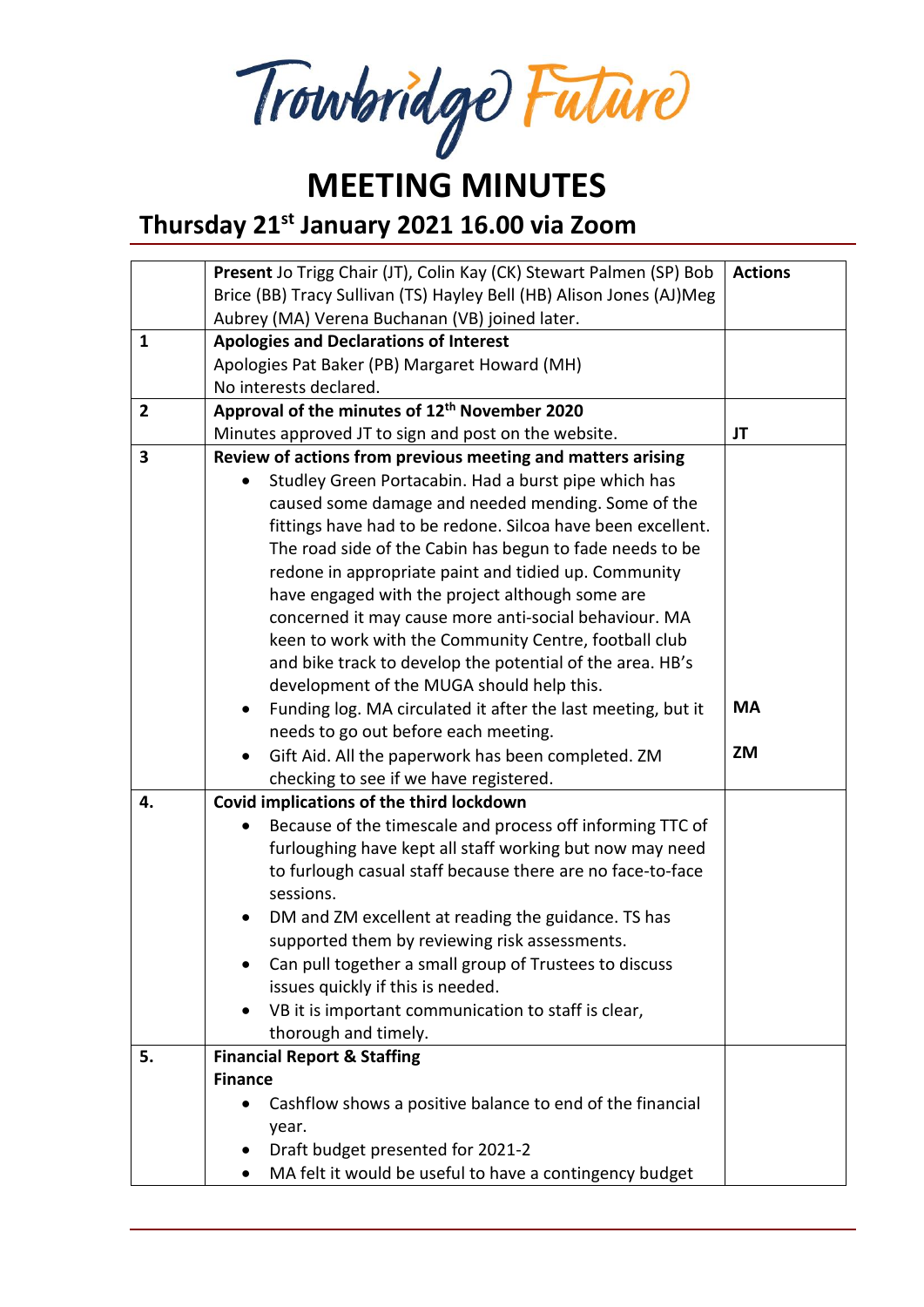Trowbridge Future

# MEETING MINUTES

## Thursday 21st January 2021 16.00 via Zoom

| | | Actions |
|---|---|---|
| | **Present** Jo Trigg Chair (JT), Colin Kay (CK) Stewart Palmen (SP) Bob Brice (BB) Tracy Sullivan (TS) Hayley Bell (HB) Alison Jones (AJ)Meg Aubrey (MA) Verena Buchanan (VB) joined later. | |
| 1 | **Apologies and Declarations of Interest**<br>Apologies Pat Baker (PB) Margaret Howard (MH)<br>No interests declared. | |
| 2 | **Approval of the minutes of 12th November 2020**<br>Minutes approved JT to sign and post on the website. | **JT** |
| 3 | **Review of actions from previous meeting and matters arising**<br>• Studley Green Portacabin. Had a burst pipe which has caused some damage and needed mending. Some of the fittings have had to be redone. Silcoa have been excellent. The road side of the Cabin has begun to fade needs to be redone in appropriate paint and tidied up. Community have engaged with the project although some are concerned it may cause more anti-social behaviour. MA keen to work with the Community Centre, football club and bike track to develop the potential of the area. HB's development of the MUGA should help this.<br>• Funding log. MA circulated it after the last meeting, but it needs to go out before each meeting.<br>• Gift Aid. All the paperwork has been completed. ZM checking to see if we have registered. | **MA**<br><br>**ZM** |
| 4. | **Covid implications of the third lockdown**<br>• Because of the timescale and process off informing TTC of furloughing have kept all staff working but now may need to furlough casual staff because there are no face-to-face sessions.<br>• DM and ZM excellent at reading the guidance. TS has supported them by reviewing risk assessments.<br>• Can pull together a small group of Trustees to discuss issues quickly if this is needed.<br>• VB it is important communication to staff is clear, thorough and timely. | |
| 5. | **Financial Report & Staffing**<br>**Finance**<br>• Cashflow shows a positive balance to end of the financial year.<br>• Draft budget presented for 2021-2<br>• MA felt it would be useful to have a contingency budget | |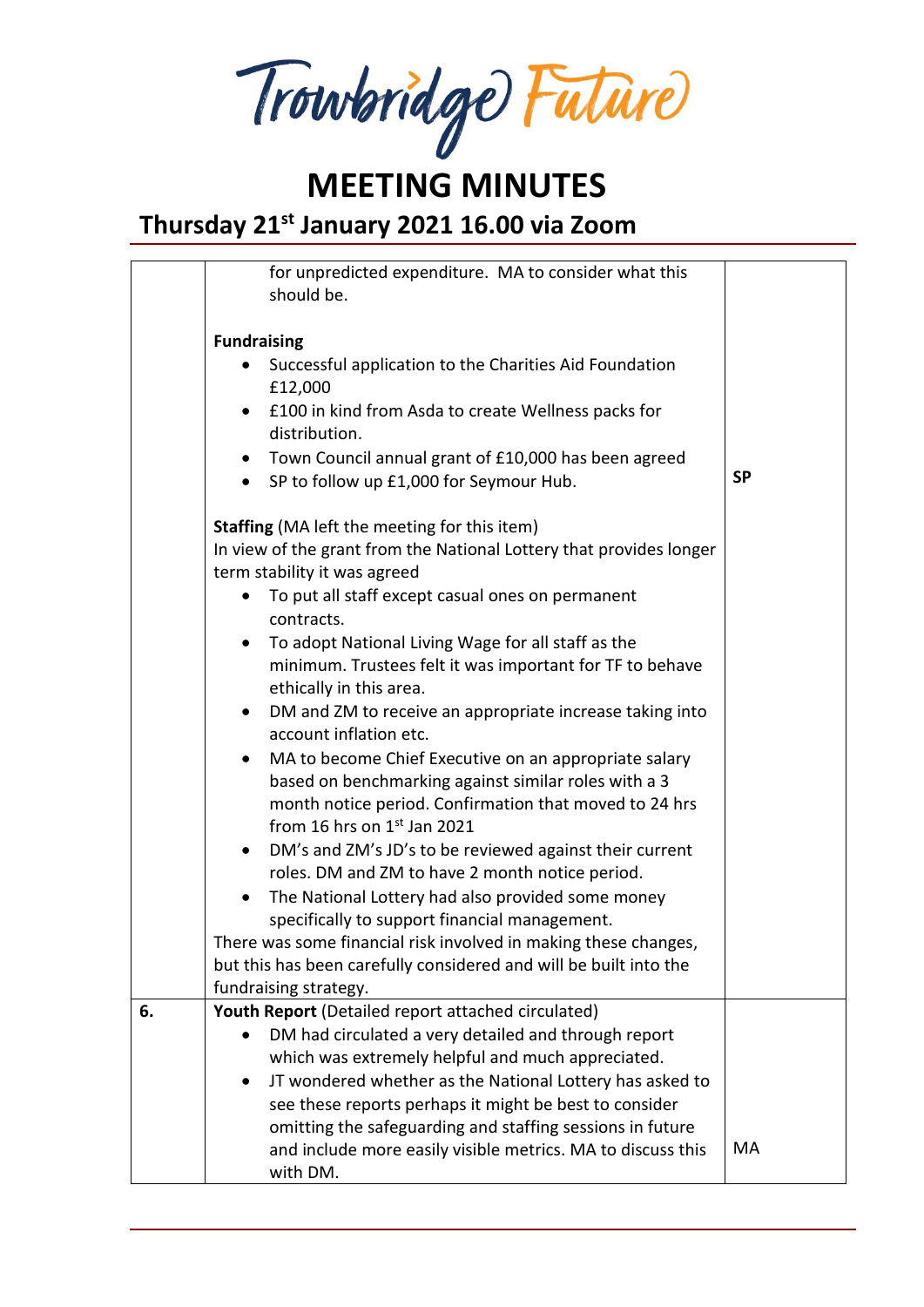# MEETING MINUTES

## Thursday 21st January 2021 16.00 via Zoom

| | | |
|---|---|---|
| | for unpredicted expenditure. MA to consider what this should be.<br><br>**Fundraising**<br>• Successful application to the Charities Aid Foundation £12,000<br>• £100 in kind from Asda to create Wellness packs for distribution.<br>• Town Council annual grant of £10,000 has been agreed<br>• SP to follow up £1,000 for Seymour Hub.<br><br>**Staffing** (MA left the meeting for this item)<br>In view of the grant from the National Lottery that provides longer term stability it was agreed<br>• To put all staff except casual ones on permanent contracts.<br>• To adopt National Living Wage for all staff as the minimum. Trustees felt it was important for TF to behave ethically in this area.<br>• DM and ZM to receive an appropriate increase taking into account inflation etc.<br>• MA to become Chief Executive on an appropriate salary based on benchmarking against similar roles with a 3 month notice period. Confirmation that moved to 24 hrs from 16 hrs on 1st Jan 2021<br>• DM's and ZM's JD's to be reviewed against their current roles. DM and ZM to have 2 month notice period.<br>• The National Lottery had also provided some money specifically to support financial management.<br>There was some financial risk involved in making these changes, but this has been carefully considered and will be built into the fundraising strategy. | **SP** |
| **6.** | **Youth Report** (Detailed report attached circulated)<br>• DM had circulated a very detailed and through report which was extremely helpful and much appreciated.<br>• JT wondered whether as the National Lottery has asked to see these reports perhaps it might be best to consider omitting the safeguarding and staffing sessions in future and include more easily visible metrics. MA to discuss this with DM. | MA |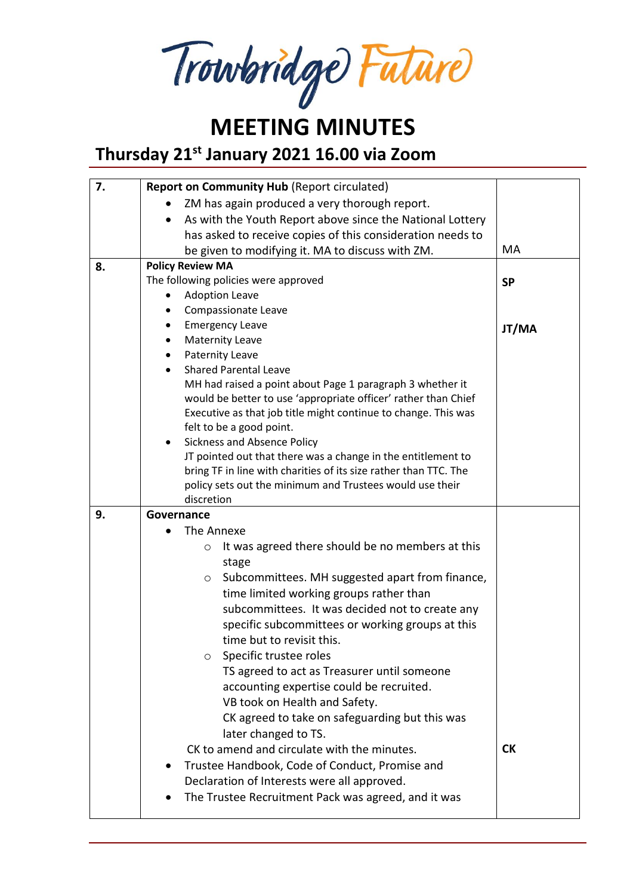Trowbridge Future

# MEETING MINUTES

## Thursday 21st January 2021 16.00 via Zoom

| | | |
|---|---|---|
| 7. | **Report on Community Hub** (Report circulated)<br>• ZM has again produced a very thorough report.<br>• As with the Youth Report above since the National Lottery has asked to receive copies of this consideration needs to be given to modifying it. MA to discuss with ZM. | MA |
| 8. | **Policy Review MA**<br>The following policies were approved<br>• Adoption Leave<br>• Compassionate Leave<br>• Emergency Leave<br>• Maternity Leave<br>• Paternity Leave<br>• Shared Parental Leave<br>MH had raised a point about Page 1 paragraph 3 whether it would be better to use 'appropriate officer' rather than Chief Executive as that job title might continue to change. This was felt to be a good point.<br>• Sickness and Absence Policy<br>JT pointed out that there was a change in the entitlement to bring TF in line with charities of its size rather than TTC. The policy sets out the minimum and Trustees would use their discretion | **SP**<br><br>**JT/MA** |
| 9. | **Governance**<br>• The Annexe<br>  ○ It was agreed there should be no members at this stage<br>  ○ Subcommittees. MH suggested apart from finance, time limited working groups rather than subcommittees. It was decided not to create any specific subcommittees or working groups at this time but to revisit this.<br>  ○ Specific trustee roles<br>  TS agreed to act as Treasurer until someone accounting expertise could be recruited.<br>  VB took on Health and Safety.<br>  CK agreed to take on safeguarding but this was later changed to TS.<br>CK to amend and circulate with the minutes.<br>• Trustee Handbook, Code of Conduct, Promise and Declaration of Interests were all approved.<br>• The Trustee Recruitment Pack was agreed, and it was | **CK** |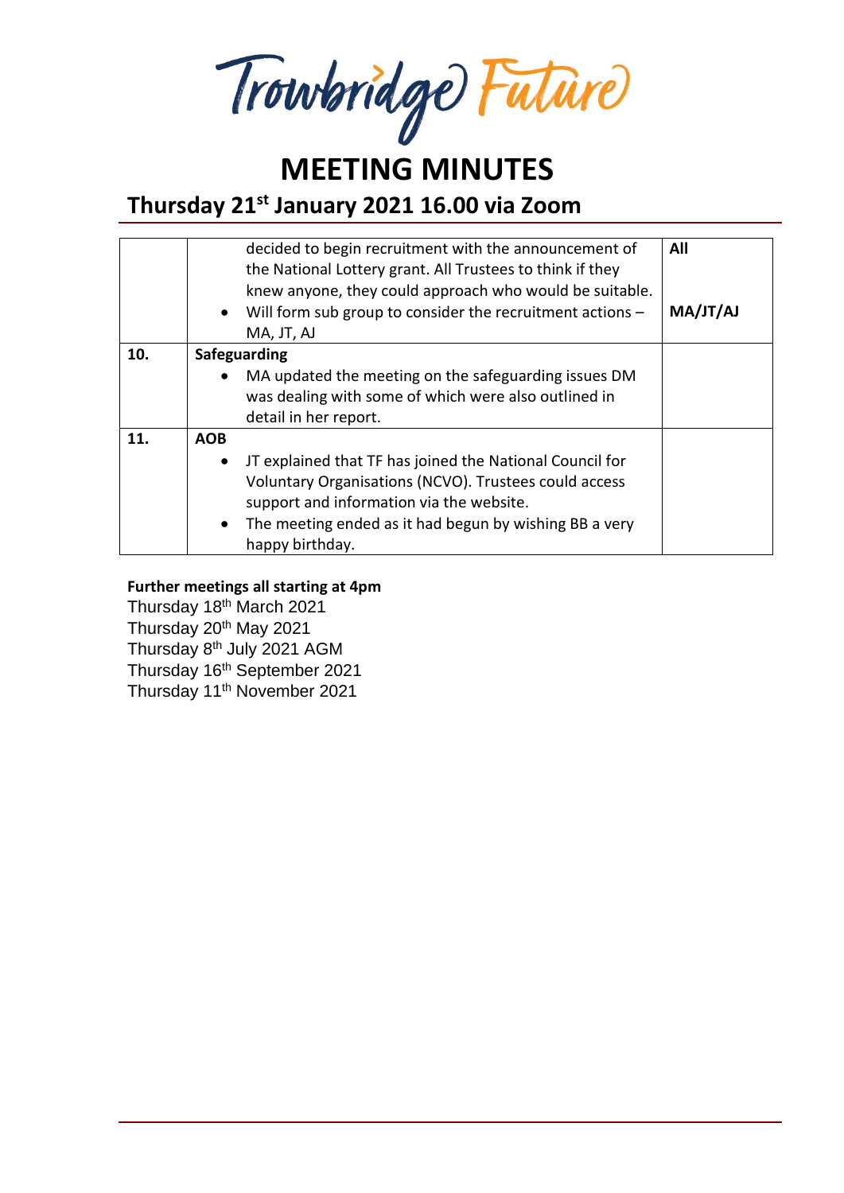Trowbridge Future

# MEETING MINUTES

## Thursday 21st January 2021 16.00 via Zoom

| | | |
|---|---|---|
| | decided to begin recruitment with the announcement of the National Lottery grant. All Trustees to think if they knew anyone, they could approach who would be suitable.<br>• Will form sub group to consider the recruitment actions – MA, JT, AJ | **All**<br><br>**MA/JT/AJ** |
| **10.** | **Safeguarding**<br>• MA updated the meeting on the safeguarding issues DM was dealing with some of which were also outlined in detail in her report. | |
| **11.** | **AOB**<br>• JT explained that TF has joined the National Council for Voluntary Organisations (NCVO). Trustees could access support and information via the website.<br>• The meeting ended as it had begun by wishing BB a very happy birthday. | |

**Further meetings all starting at 4pm**

Thursday 18th March 2021
Thursday 20th May 2021
Thursday 8th July 2021 AGM
Thursday 16th September 2021
Thursday 11th November 2021